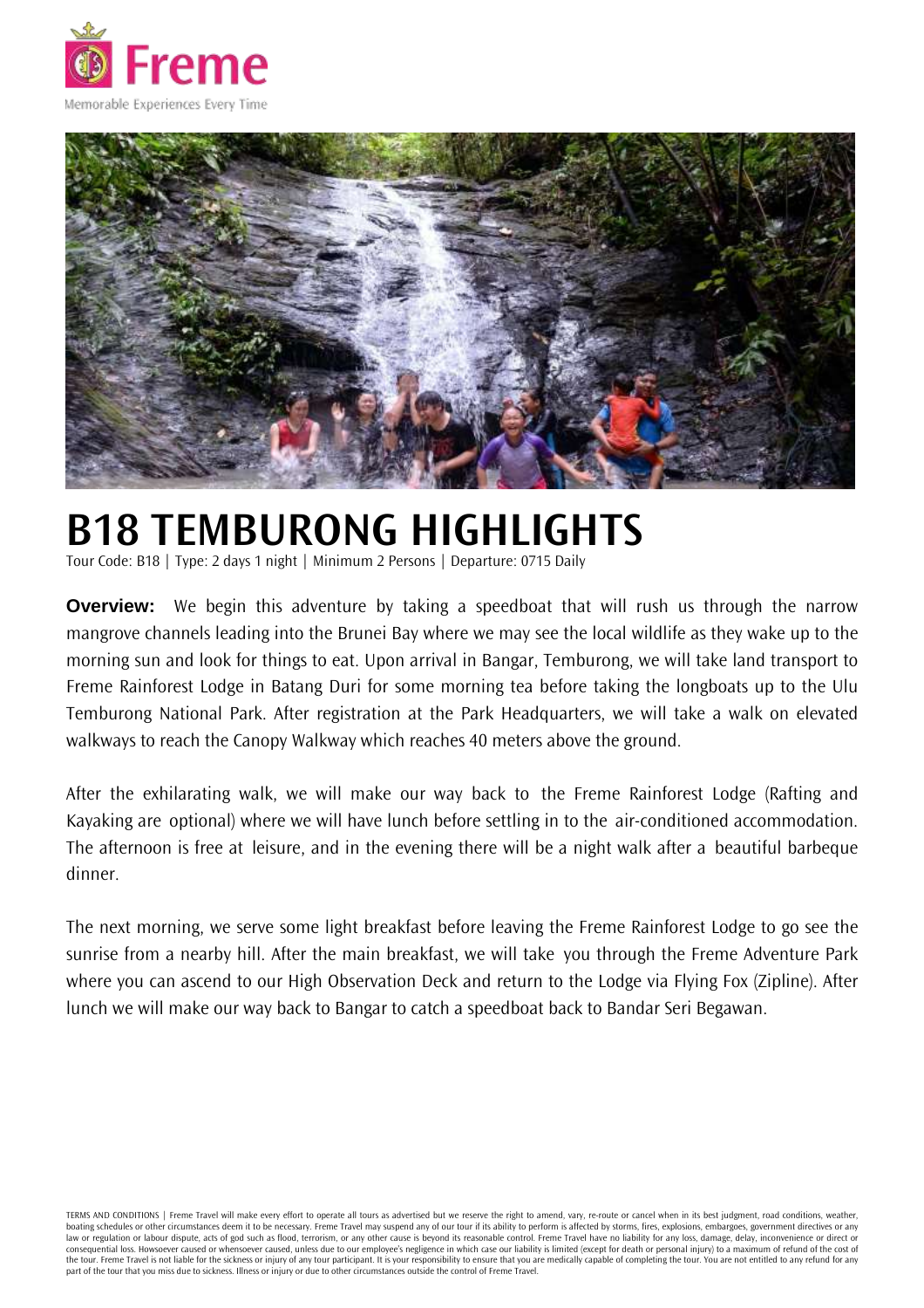Freme

Memorable Experiences Every Time

# B18 TEMBURONG HIGHLIGHTS

Tour Code: B18 | Type: 2 days 1 night | Minimum 2 Persons | Departure: 0715 Daily

**Overview:** We begin this adventure by taking a speedboat that will rush us through the narrow mangrove channels leading into the Brunei Bay where we may see the local wildlife as they wake up to the morning sun and look for things to eat. Upon arrival in Bangar, Temburong, we will take land transport to Freme Rainforest Lodge in Batang Duri for some morning tea before taking the longboats up to the Ulu Temburong National Park. After registration at the Park Headquarters, we will take a walk on elevated walkways to reach the Canopy Walkway which reaches 40 meters above the ground.

After the exhilarating walk, we will make our way back to the Freme Rainforest Lodge (Rafting and Kayaking are optional) where we will have lunch before settling in to the air-conditioned accommodation. The afternoon is free at leisure, and in the evening there will be a night walk after a beautiful barbeque dinner.

The next morning, we serve some light breakfast before leaving the Freme Rainforest Lodge to go see the sunrise from a nearby hill. After the main breakfast, we will take you through the Freme Adventure Park where you can ascend to our High Observation Deck and return to the Lodge via Flying Fox (Zipline). After lunch we will make our way back to Bangar to catch a speedboat back to Bandar Seri Begawan.

TERMS AND CONDITIONS | Freme Travel will make every effort to operate all tours as advertised but we reserve the right to amend, vary, re-route or cancel when in its best judgment, road conditions, weather, boating schedules or other circumstances deem it to be necessary. Freme Travel may suspend any of our tour if its ability to perform is affected by storms, fires, explosions, embargoes, government directives or any law or regulation or labour dispute, acts of god such as flood, terrorism, or any other cause is beyond its reasonable control. Freme Travel have no liability for any loss, damage, delay, inconvenience or direct or consequential loss. Howsoever caused or whensoever caused, unless due to our employee's negligence in which case our liability is limited (except for death or personal injury) to a maximum of refund of the cost of the tour. Freme Travel is not liable for the sickness or injury of any tour participant. It is your responsibility to ensure that you are medically capable of completing the tour. You are not entitled to any refund for any part of the tour that you miss due to sickness. Illness or injury or due to other circumstances outside the control of Freme Travel.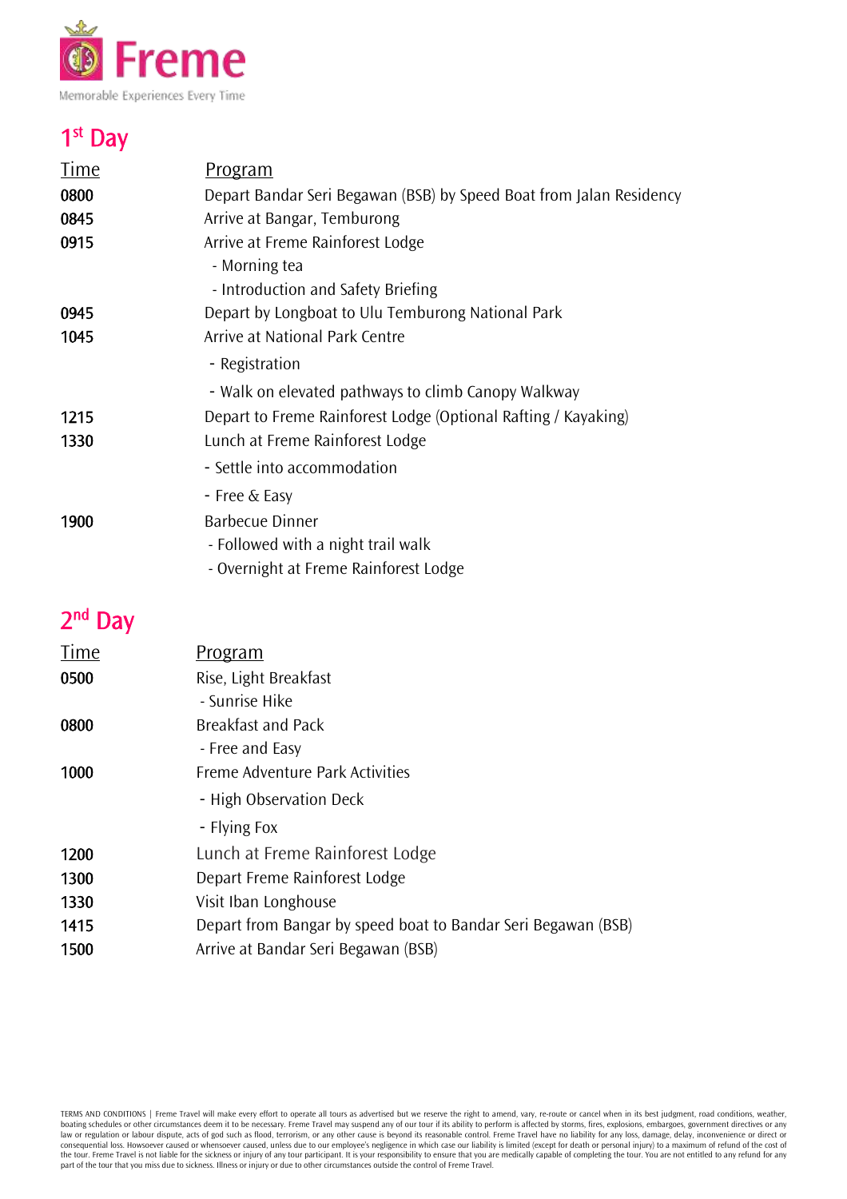Freme

Memorable Experiences Every Time

## 1st Day

| Time | Program |
|---|---|
| 0800 | Depart Bandar Seri Begawan (BSB) by Speed Boat from Jalan Residency |
| 0845 | Arrive at Bangar, Temburong |
| 0915 | Arrive at Freme Rainforest Lodge |
| | - Morning tea |
| | - Introduction and Safety Briefing |
| 0945 | Depart by Longboat to Ulu Temburong National Park |
| 1045 | Arrive at National Park Centre |
| | - Registration |
| | - Walk on elevated pathways to climb Canopy Walkway |
| 1215 | Depart to Freme Rainforest Lodge (Optional Rafting / Kayaking) |
| 1330 | Lunch at Freme Rainforest Lodge |
| | - Settle into accommodation |
| | - Free & Easy |
| 1900 | Barbecue Dinner |
| | - Followed with a night trail walk |
| | - Overnight at Freme Rainforest Lodge |

## 2nd Day

| Time | Program |
|---|---|
| 0500 | Rise, Light Breakfast |
| | - Sunrise Hike |
| 0800 | Breakfast and Pack |
| | - Free and Easy |
| 1000 | Freme Adventure Park Activities |
| | - High Observation Deck |
| | - Flying Fox |
| 1200 | Lunch at Freme Rainforest Lodge |
| 1300 | Depart Freme Rainforest Lodge |
| 1330 | Visit Iban Longhouse |
| 1415 | Depart from Bangar by speed boat to Bandar Seri Begawan (BSB) |
| 1500 | Arrive at Bandar Seri Begawan (BSB) |

TERMS AND CONDITIONS | Freme Travel will make every effort to operate all tours as advertised but we reserve the right to amend, vary, re-route or cancel when in its best judgment, road conditions, weather, boating schedules or other circumstances deem it to be necessary. Freme Travel may suspend any of our tour if its ability to perform is affected by storms, fires, explosions, embargoes, government directives or any law or regulation or labour dispute, acts of god such as flood, terrorism, or any other cause is beyond its reasonable control. Freme Travel have no liability for any loss, damage, delay, inconvenience or direct or consequential loss. Howsoever caused or whensoever caused, unless due to our employee's negligence in which case our liability is limited (except for death or personal injury) to a maximum of refund of the cost of the tour. Freme Travel is not liable for the sickness or injury of any tour participant. It is your responsibility to ensure that you are medically capable of completing the tour. You are not entitled to any refund for any part of the tour that you miss due to sickness. Illness or injury or due to other circumstances outside the control of Freme Travel.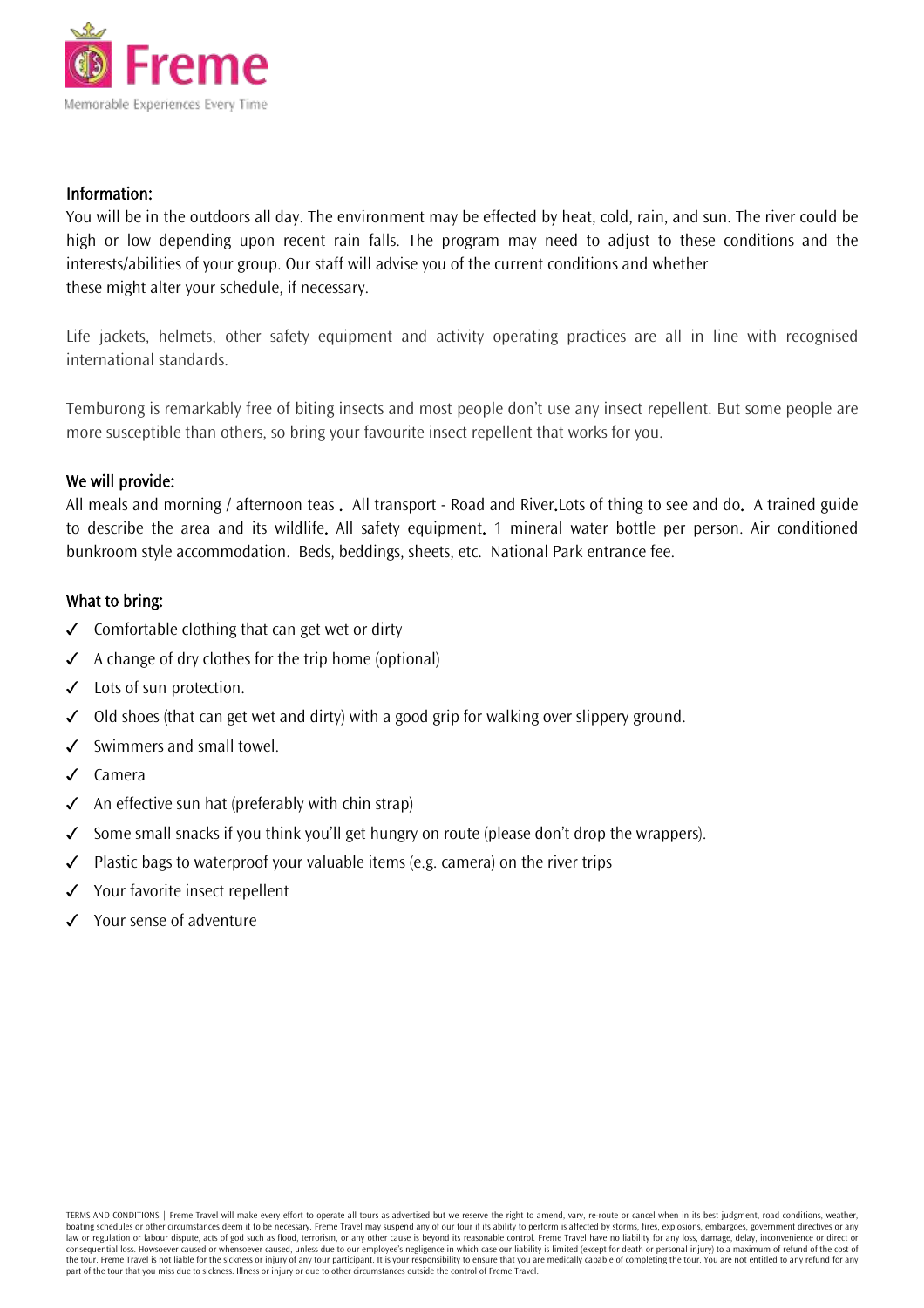**Information:**

You will be in the outdoors all day. The environment may be effected by heat, cold, rain, and sun. The river could be high or low depending upon recent rain falls. The program may need to adjust to these conditions and the interests/abilities of your group. Our staff will advise you of the current conditions and whether these might alter your schedule, if necessary.

Life jackets, helmets, other safety equipment and activity operating practices are all in line with recognised international standards.

Temburong is remarkably free of biting insects and most people don't use any insect repellent. But some people are more susceptible than others, so bring your favourite insect repellent that works for you.

**We will provide:**

All meals and morning / afternoon teas . All transport - Road and River.Lots of thing to see and do. A trained guide to describe the area and its wildlife. All safety equipment. 1 mineral water bottle per person. Air conditioned bunkroom style accommodation. Beds, beddings, sheets, etc. National Park entrance fee.

**What to bring:**

- ✓ Comfortable clothing that can get wet or dirty
- ✓ A change of dry clothes for the trip home (optional)
- ✓ Lots of sun protection.
- ✓ Old shoes (that can get wet and dirty) with a good grip for walking over slippery ground.
- ✓ Swimmers and small towel.
- ✓ Camera
- ✓ An effective sun hat (preferably with chin strap)
- ✓ Some small snacks if you think you'll get hungry on route (please don't drop the wrappers).
- ✓ Plastic bags to waterproof your valuable items (e.g. camera) on the river trips
- ✓ Your favorite insect repellent
- ✓ Your sense of adventure

TERMS AND CONDITIONS | Freme Travel will make every effort to operate all tours as advertised but we reserve the right to amend, vary, re-route or cancel when in its best judgment, road conditions, weather, boating schedules or other circumstances deem it to be necessary. Freme Travel may suspend any of our tour if its ability to perform is affected by storms, fires, explosions, embargoes, government directives or any law or regulation or labour dispute, acts of god such as flood, terrorism, or any other cause is beyond its reasonable control. Freme Travel have no liability for any loss, damage, delay, inconvenience or direct or consequential loss. Howsoever caused or whensoever caused, unless due to our employee's negligence in which case our liability is limited (except for death or personal injury) to a maximum of refund of the cost of the tour. Freme Travel is not liable for the sickness or injury of any tour participant. It is your responsibility to ensure that you are medically capable of completing the tour. You are not entitled to any refund for any part of the tour that you miss due to sickness. Illness or injury or due to other circumstances outside the control of Freme Travel.